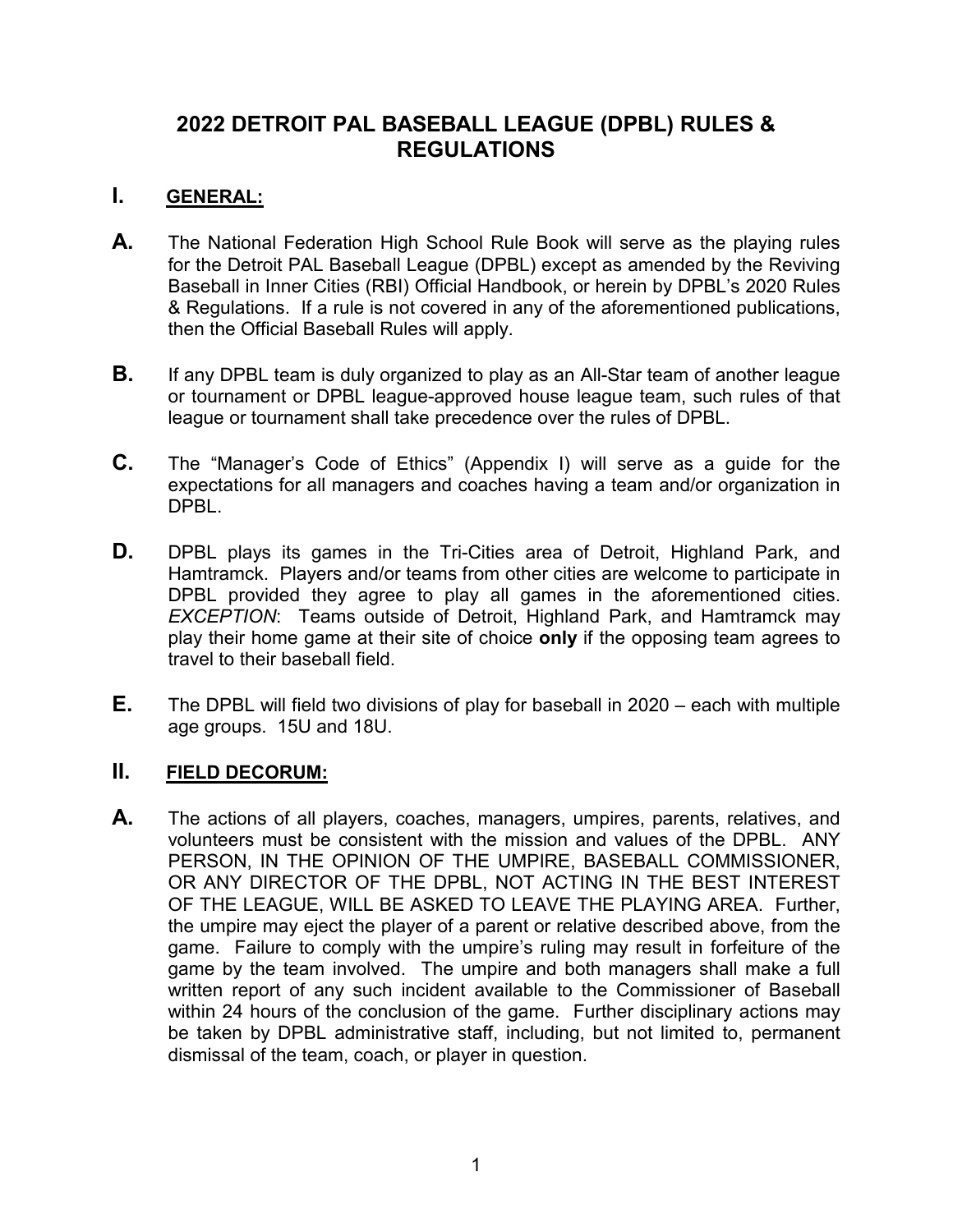# 2022 DETROIT PAL BASEBALL LEAGUE (DPBL) RULES & REGULATIONS

## I. GENERAL:

**A.** The National Federation High School Rule Book will serve as the playing rules for the Detroit PAL Baseball League (DPBL) except as amended by the Reviving Baseball in Inner Cities (RBI) Official Handbook, or herein by DPBL's 2020 Rules & Regulations. If a rule is not covered in any of the aforementioned publications, then the Official Baseball Rules will apply.

**B.** If any DPBL team is duly organized to play as an All-Star team of another league or tournament or DPBL league-approved house league team, such rules of that league or tournament shall take precedence over the rules of DPBL.

**C.** The "Manager's Code of Ethics" (Appendix I) will serve as a guide for the expectations for all managers and coaches having a team and/or organization in DPBL.

**D.** DPBL plays its games in the Tri-Cities area of Detroit, Highland Park, and Hamtramck. Players and/or teams from other cities are welcome to participate in DPBL provided they agree to play all games in the aforementioned cities. *EXCEPTION*: Teams outside of Detroit, Highland Park, and Hamtramck may play their home game at their site of choice **only** if the opposing team agrees to travel to their baseball field.

**E.** The DPBL will field two divisions of play for baseball in 2020 – each with multiple age groups. 15U and 18U.

## II. FIELD DECORUM:

**A.** The actions of all players, coaches, managers, umpires, parents, relatives, and volunteers must be consistent with the mission and values of the DPBL. ANY PERSON, IN THE OPINION OF THE UMPIRE, BASEBALL COMMISSIONER, OR ANY DIRECTOR OF THE DPBL, NOT ACTING IN THE BEST INTEREST OF THE LEAGUE, WILL BE ASKED TO LEAVE THE PLAYING AREA. Further, the umpire may eject the player of a parent or relative described above, from the game. Failure to comply with the umpire's ruling may result in forfeiture of the game by the team involved. The umpire and both managers shall make a full written report of any such incident available to the Commissioner of Baseball within 24 hours of the conclusion of the game. Further disciplinary actions may be taken by DPBL administrative staff, including, but not limited to, permanent dismissal of the team, coach, or player in question.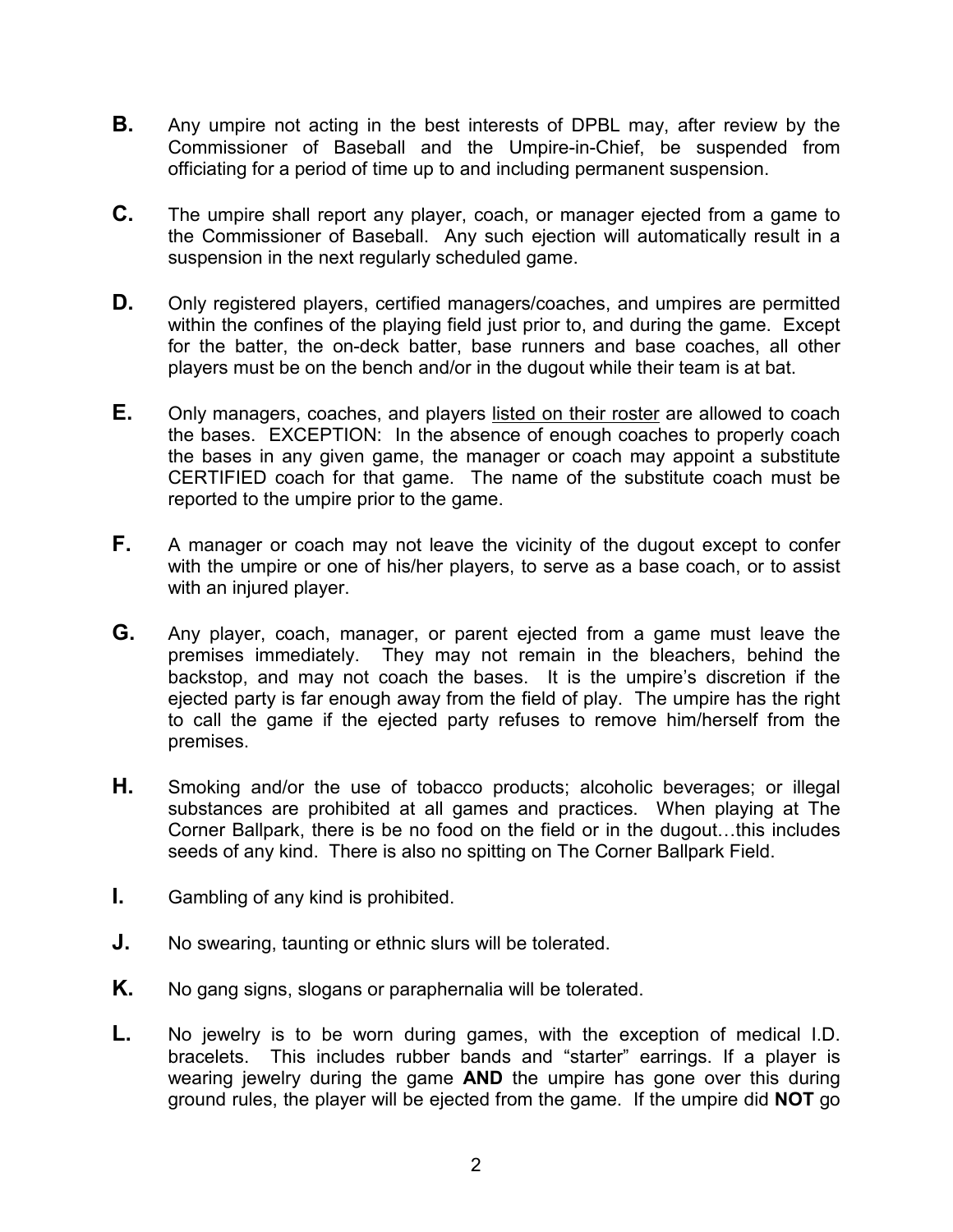**B.** Any umpire not acting in the best interests of DPBL may, after review by the Commissioner of Baseball and the Umpire-in-Chief, be suspended from officiating for a period of time up to and including permanent suspension.

**C.** The umpire shall report any player, coach, or manager ejected from a game to the Commissioner of Baseball. Any such ejection will automatically result in a suspension in the next regularly scheduled game.

**D.** Only registered players, certified managers/coaches, and umpires are permitted within the confines of the playing field just prior to, and during the game. Except for the batter, the on-deck batter, base runners and base coaches, all other players must be on the bench and/or in the dugout while their team is at bat.

**E.** Only managers, coaches, and players <u>listed on their roster</u> are allowed to coach the bases. EXCEPTION: In the absence of enough coaches to properly coach the bases in any given game, the manager or coach may appoint a substitute CERTIFIED coach for that game. The name of the substitute coach must be reported to the umpire prior to the game.

**F.** A manager or coach may not leave the vicinity of the dugout except to confer with the umpire or one of his/her players, to serve as a base coach, or to assist with an injured player.

**G.** Any player, coach, manager, or parent ejected from a game must leave the premises immediately. They may not remain in the bleachers, behind the backstop, and may not coach the bases. It is the umpire's discretion if the ejected party is far enough away from the field of play. The umpire has the right to call the game if the ejected party refuses to remove him/herself from the premises.

**H.** Smoking and/or the use of tobacco products; alcoholic beverages; or illegal substances are prohibited at all games and practices. When playing at The Corner Ballpark, there is be no food on the field or in the dugout…this includes seeds of any kind. There is also no spitting on The Corner Ballpark Field.

**I.** Gambling of any kind is prohibited.

**J.** No swearing, taunting or ethnic slurs will be tolerated.

**K.** No gang signs, slogans or paraphernalia will be tolerated.

**L.** No jewelry is to be worn during games, with the exception of medical I.D. bracelets. This includes rubber bands and "starter" earrings. If a player is wearing jewelry during the game **AND** the umpire has gone over this during ground rules, the player will be ejected from the game. If the umpire did **NOT** go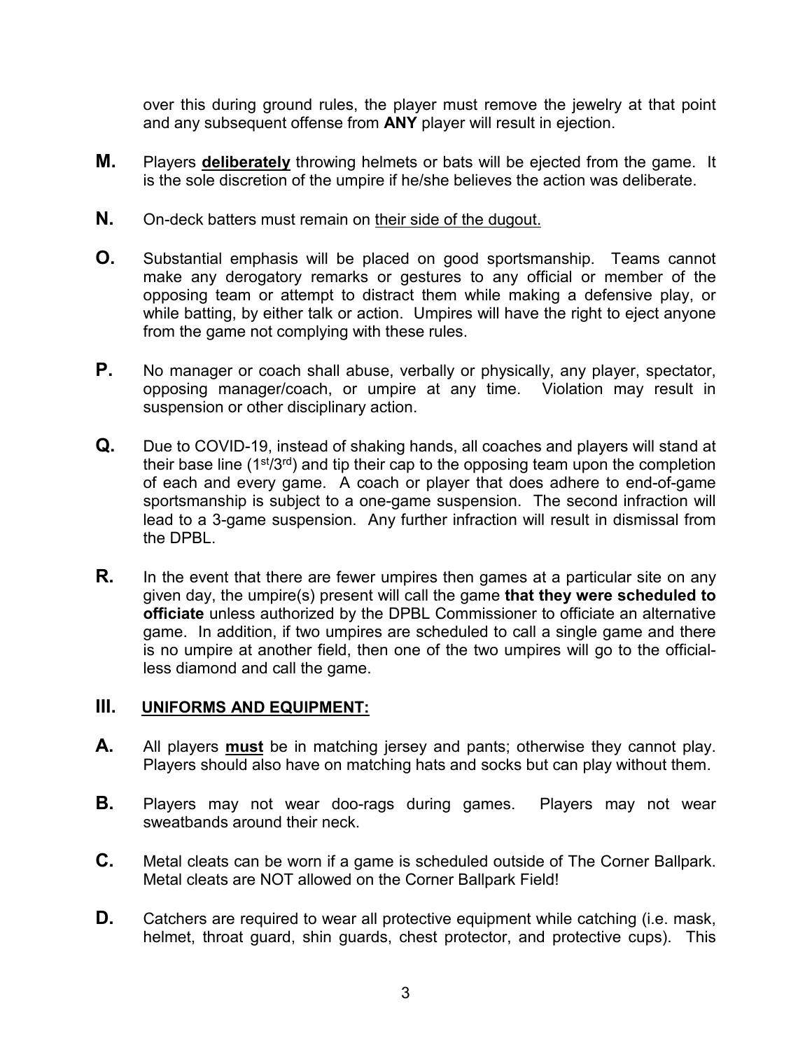over this during ground rules, the player must remove the jewelry at that point and any subsequent offense from **ANY** player will result in ejection.

**M.** Players **deliberately** throwing helmets or bats will be ejected from the game. It is the sole discretion of the umpire if he/she believes the action was deliberate.

**N.** On-deck batters must remain on their side of the dugout.

**O.** Substantial emphasis will be placed on good sportsmanship. Teams cannot make any derogatory remarks or gestures to any official or member of the opposing team or attempt to distract them while making a defensive play, or while batting, by either talk or action. Umpires will have the right to eject anyone from the game not complying with these rules.

**P.** No manager or coach shall abuse, verbally or physically, any player, spectator, opposing manager/coach, or umpire at any time. Violation may result in suspension or other disciplinary action.

**Q.** Due to COVID-19, instead of shaking hands, all coaches and players will stand at their base line (1st/3rd) and tip their cap to the opposing team upon the completion of each and every game. A coach or player that does adhere to end-of-game sportsmanship is subject to a one-game suspension. The second infraction will lead to a 3-game suspension. Any further infraction will result in dismissal from the DPBL.

**R.** In the event that there are fewer umpires then games at a particular site on any given day, the umpire(s) present will call the game **that they were scheduled to officiate** unless authorized by the DPBL Commissioner to officiate an alternative game. In addition, if two umpires are scheduled to call a single game and there is no umpire at another field, then one of the two umpires will go to the official-less diamond and call the game.

## III. UNIFORMS AND EQUIPMENT:

**A.** All players **must** be in matching jersey and pants; otherwise they cannot play. Players should also have on matching hats and socks but can play without them.

**B.** Players may not wear doo-rags during games. Players may not wear sweatbands around their neck.

**C.** Metal cleats can be worn if a game is scheduled outside of The Corner Ballpark. Metal cleats are NOT allowed on the Corner Ballpark Field!

**D.** Catchers are required to wear all protective equipment while catching (i.e. mask, helmet, throat guard, shin guards, chest protector, and protective cups). This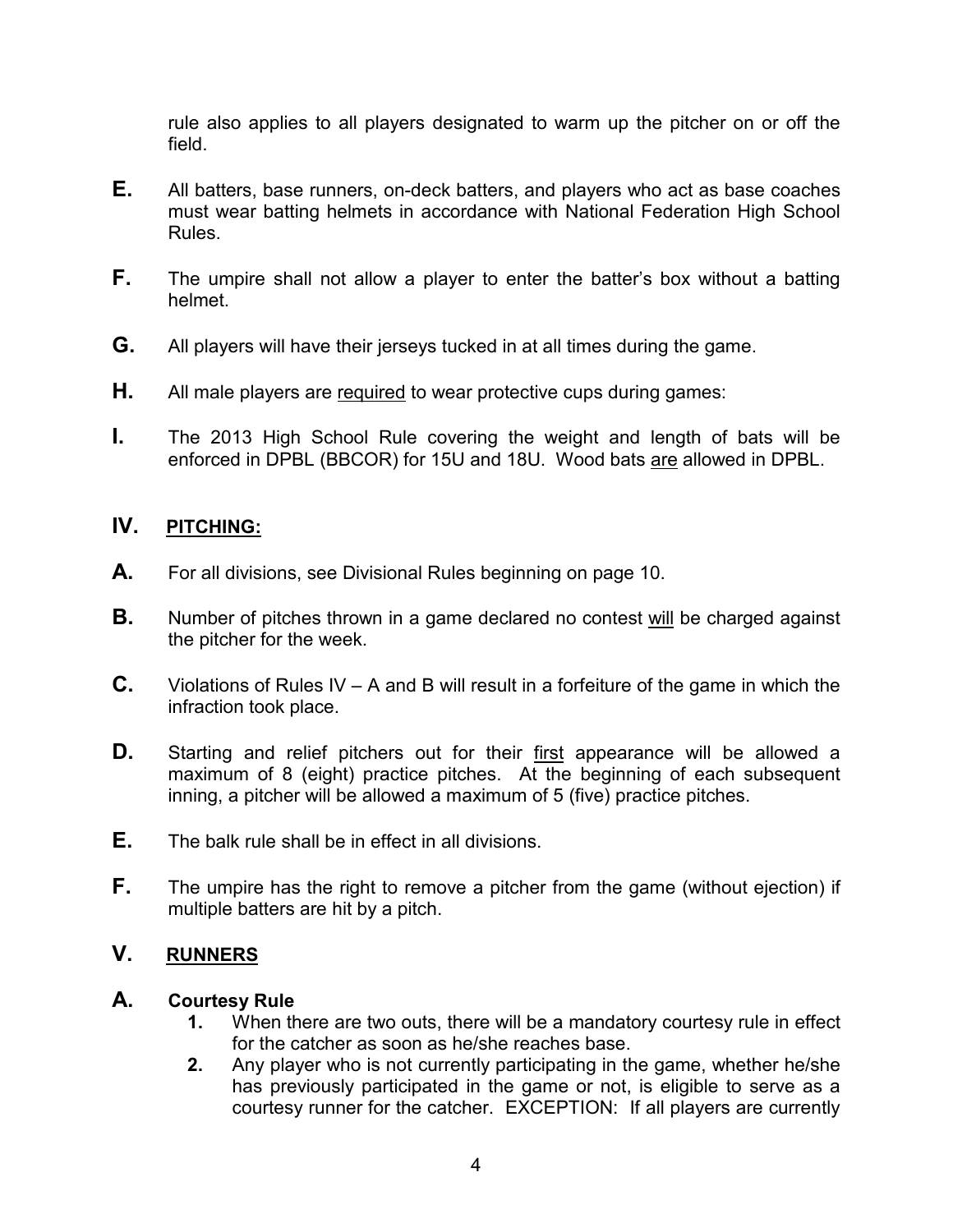rule also applies to all players designated to warm up the pitcher on or off the field.

**E.** All batters, base runners, on-deck batters, and players who act as base coaches must wear batting helmets in accordance with National Federation High School Rules.

**F.** The umpire shall not allow a player to enter the batter's box without a batting helmet.

**G.** All players will have their jerseys tucked in at all times during the game.

**H.** All male players are <u>required</u> to wear protective cups during games:

**I.** The 2013 High School Rule covering the weight and length of bats will be enforced in DPBL (BBCOR) for 15U and 18U. Wood bats <u>are</u> allowed in DPBL.

## IV. <u>PITCHING:</u>

**A.** For all divisions, see Divisional Rules beginning on page 10.

**B.** Number of pitches thrown in a game declared no contest <u>will</u> be charged against the pitcher for the week.

**C.** Violations of Rules IV – A and B will result in a forfeiture of the game in which the infraction took place.

**D.** Starting and relief pitchers out for their <u>first</u> appearance will be allowed a maximum of 8 (eight) practice pitches. At the beginning of each subsequent inning, a pitcher will be allowed a maximum of 5 (five) practice pitches.

**E.** The balk rule shall be in effect in all divisions.

**F.** The umpire has the right to remove a pitcher from the game (without ejection) if multiple batters are hit by a pitch.

## V. <u>RUNNERS</u>

### A. Courtesy Rule

1. When there are two outs, there will be a mandatory courtesy rule in effect for the catcher as soon as he/she reaches base.
2. Any player who is not currently participating in the game, whether he/she has previously participated in the game or not, is eligible to serve as a courtesy runner for the catcher. EXCEPTION: If all players are currently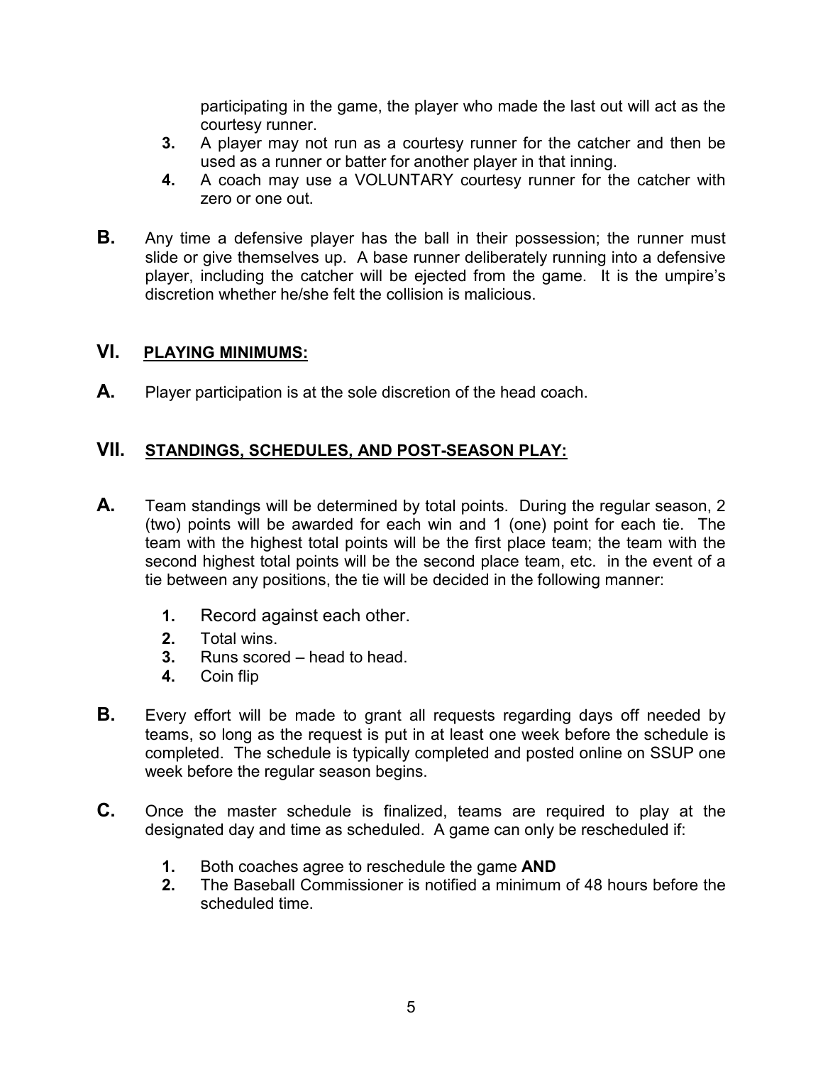participating in the game, the player who made the last out will act as the courtesy runner.

3. A player may not run as a courtesy runner for the catcher and then be used as a runner or batter for another player in that inning.
4. A coach may use a VOLUNTARY courtesy runner for the catcher with zero or one out.

**B.** Any time a defensive player has the ball in their possession; the runner must slide or give themselves up. A base runner deliberately running into a defensive player, including the catcher will be ejected from the game. It is the umpire's discretion whether he/she felt the collision is malicious.

## VI. PLAYING MINIMUMS:

**A.** Player participation is at the sole discretion of the head coach.

## VII. STANDINGS, SCHEDULES, AND POST-SEASON PLAY:

**A.** Team standings will be determined by total points. During the regular season, 2 (two) points will be awarded for each win and 1 (one) point for each tie. The team with the highest total points will be the first place team; the team with the second highest total points will be the second place team, etc. in the event of a tie between any positions, the tie will be decided in the following manner:

1. Record against each other.
2. Total wins.
3. Runs scored – head to head.
4. Coin flip

**B.** Every effort will be made to grant all requests regarding days off needed by teams, so long as the request is put in at least one week before the schedule is completed. The schedule is typically completed and posted online on SSUP one week before the regular season begins.

**C.** Once the master schedule is finalized, teams are required to play at the designated day and time as scheduled. A game can only be rescheduled if:

1. Both coaches agree to reschedule the game **AND**
2. The Baseball Commissioner is notified a minimum of 48 hours before the scheduled time.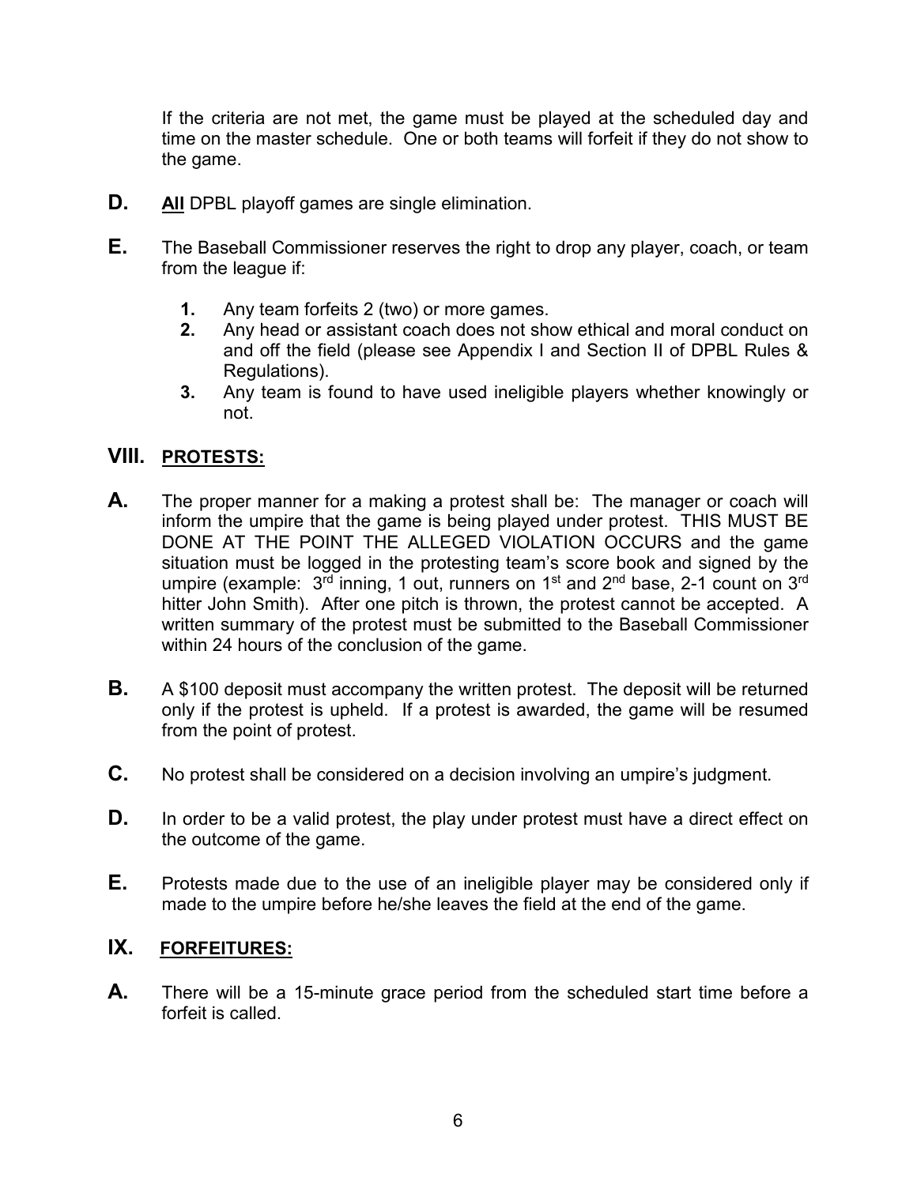If the criteria are not met, the game must be played at the scheduled day and time on the master schedule. One or both teams will forfeit if they do not show to the game.

**D.** **<u>All</u>** DPBL playoff games are single elimination.

**E.** The Baseball Commissioner reserves the right to drop any player, coach, or team from the league if:

1. Any team forfeits 2 (two) or more games.
2. Any head or assistant coach does not show ethical and moral conduct on and off the field (please see Appendix I and Section II of DPBL Rules & Regulations).
3. Any team is found to have used ineligible players whether knowingly or not.

## VIII. PROTESTS:

**A.** The proper manner for a making a protest shall be: The manager or coach will inform the umpire that the game is being played under protest. THIS MUST BE DONE AT THE POINT THE ALLEGED VIOLATION OCCURS and the game situation must be logged in the protesting team's score book and signed by the umpire (example: 3rd inning, 1 out, runners on 1st and 2nd base, 2-1 count on 3rd hitter John Smith). After one pitch is thrown, the protest cannot be accepted. A written summary of the protest must be submitted to the Baseball Commissioner within 24 hours of the conclusion of the game.

**B.** A $100 deposit must accompany the written protest. The deposit will be returned only if the protest is upheld. If a protest is awarded, the game will be resumed from the point of protest.

**C.** No protest shall be considered on a decision involving an umpire's judgment.

**D.** In order to be a valid protest, the play under protest must have a direct effect on the outcome of the game.

**E.** Protests made due to the use of an ineligible player may be considered only if made to the umpire before he/she leaves the field at the end of the game.

## IX. FORFEITURES:

**A.** There will be a 15-minute grace period from the scheduled start time before a forfeit is called.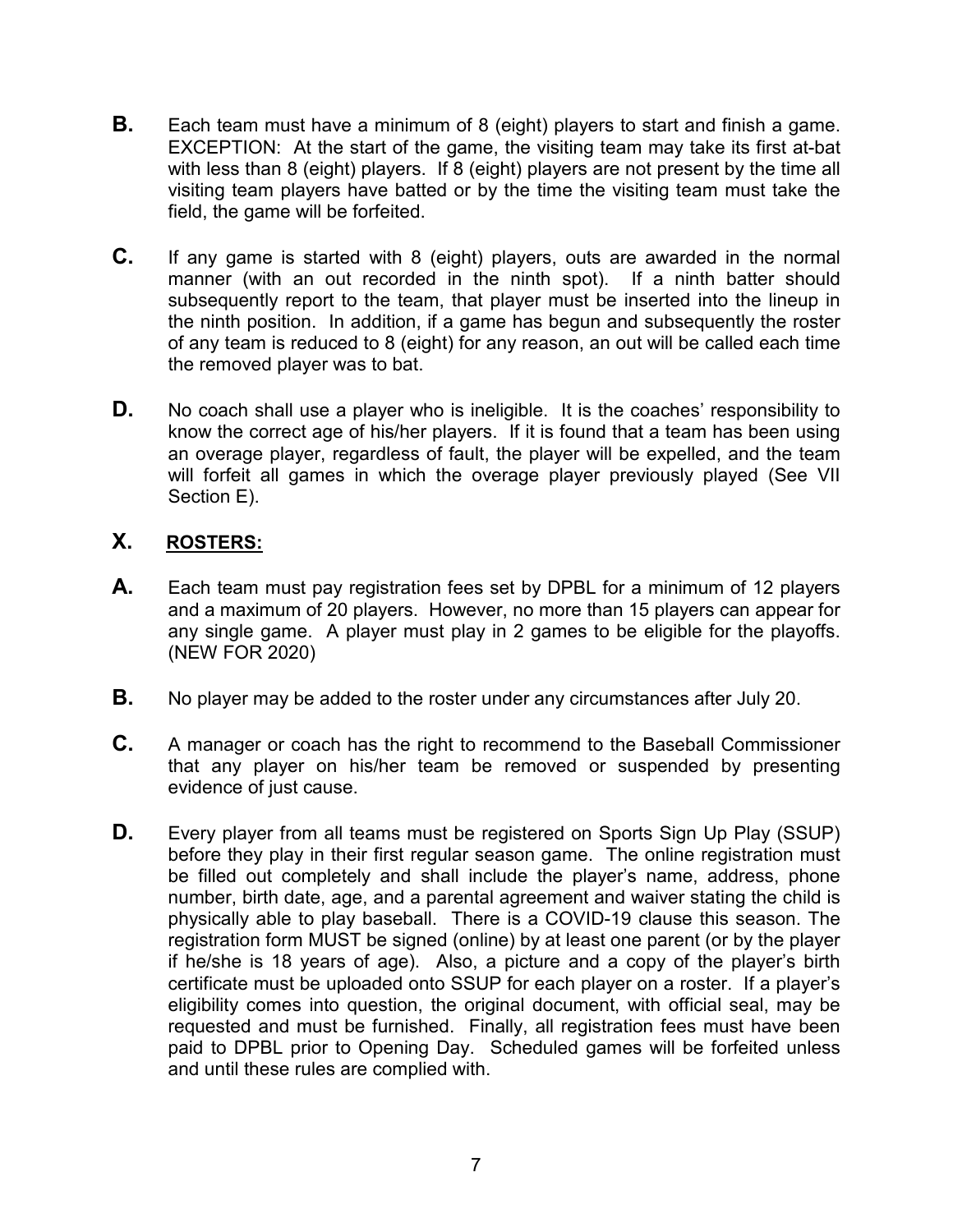**B.** Each team must have a minimum of 8 (eight) players to start and finish a game. EXCEPTION: At the start of the game, the visiting team may take its first at-bat with less than 8 (eight) players. If 8 (eight) players are not present by the time all visiting team players have batted or by the time the visiting team must take the field, the game will be forfeited.

**C.** If any game is started with 8 (eight) players, outs are awarded in the normal manner (with an out recorded in the ninth spot). If a ninth batter should subsequently report to the team, that player must be inserted into the lineup in the ninth position. In addition, if a game has begun and subsequently the roster of any team is reduced to 8 (eight) for any reason, an out will be called each time the removed player was to bat.

**D.** No coach shall use a player who is ineligible. It is the coaches' responsibility to know the correct age of his/her players. If it is found that a team has been using an overage player, regardless of fault, the player will be expelled, and the team will forfeit all games in which the overage player previously played (See VII Section E).

## X. ROSTERS:

**A.** Each team must pay registration fees set by DPBL for a minimum of 12 players and a maximum of 20 players. However, no more than 15 players can appear for any single game. A player must play in 2 games to be eligible for the playoffs. (NEW FOR 2020)

**B.** No player may be added to the roster under any circumstances after July 20.

**C.** A manager or coach has the right to recommend to the Baseball Commissioner that any player on his/her team be removed or suspended by presenting evidence of just cause.

**D.** Every player from all teams must be registered on Sports Sign Up Play (SSUP) before they play in their first regular season game. The online registration must be filled out completely and shall include the player's name, address, phone number, birth date, age, and a parental agreement and waiver stating the child is physically able to play baseball. There is a COVID-19 clause this season. The registration form MUST be signed (online) by at least one parent (or by the player if he/she is 18 years of age). Also, a picture and a copy of the player's birth certificate must be uploaded onto SSUP for each player on a roster. If a player's eligibility comes into question, the original document, with official seal, may be requested and must be furnished. Finally, all registration fees must have been paid to DPBL prior to Opening Day. Scheduled games will be forfeited unless and until these rules are complied with.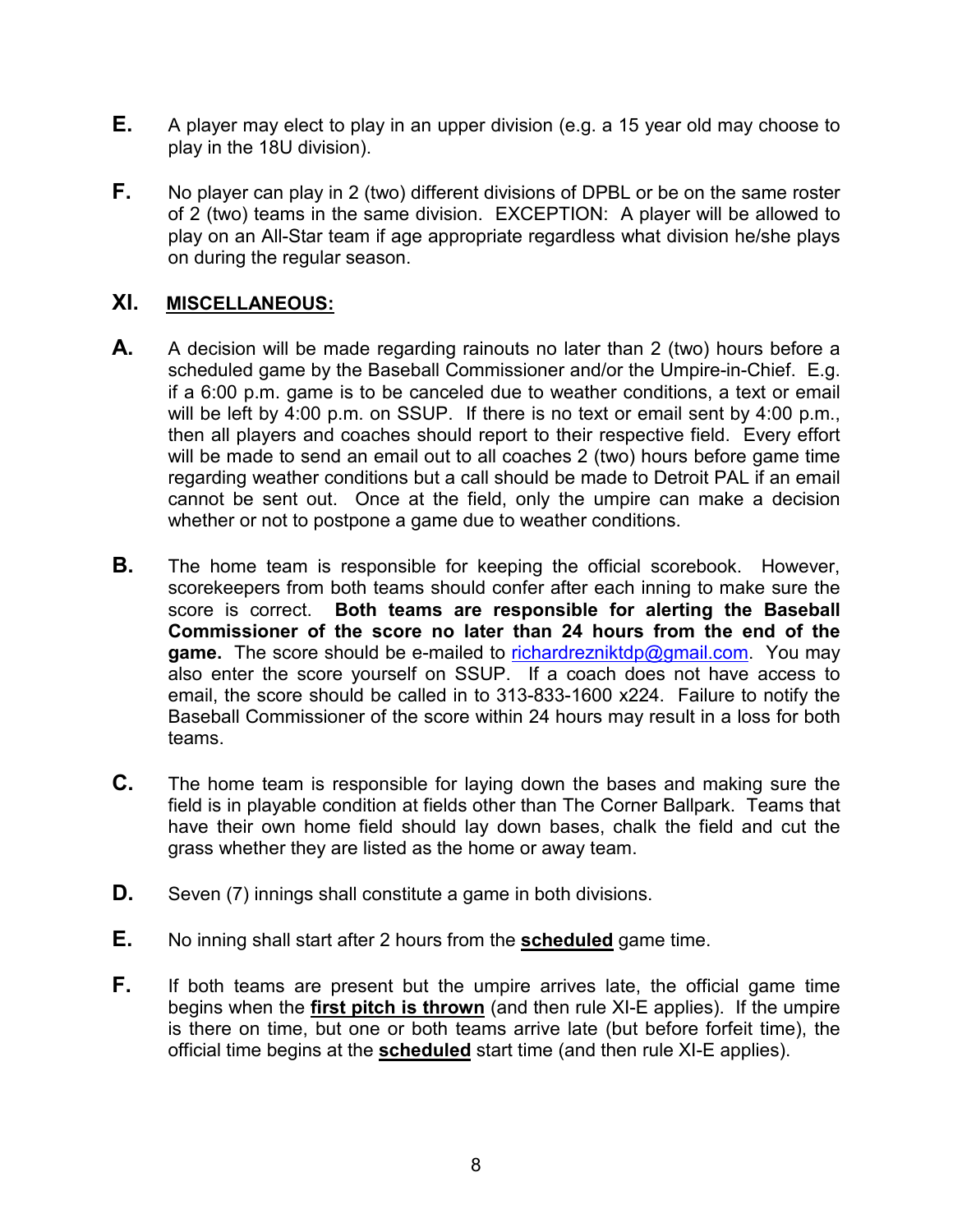**E.** A player may elect to play in an upper division (e.g. a 15 year old may choose to play in the 18U division).

**F.** No player can play in 2 (two) different divisions of DPBL or be on the same roster of 2 (two) teams in the same division. EXCEPTION: A player will be allowed to play on an All-Star team if age appropriate regardless what division he/she plays on during the regular season.

## XI. MISCELLANEOUS:

**A.** A decision will be made regarding rainouts no later than 2 (two) hours before a scheduled game by the Baseball Commissioner and/or the Umpire-in-Chief. E.g. if a 6:00 p.m. game is to be canceled due to weather conditions, a text or email will be left by 4:00 p.m. on SSUP. If there is no text or email sent by 4:00 p.m., then all players and coaches should report to their respective field. Every effort will be made to send an email out to all coaches 2 (two) hours before game time regarding weather conditions but a call should be made to Detroit PAL if an email cannot be sent out. Once at the field, only the umpire can make a decision whether or not to postpone a game due to weather conditions.

**B.** The home team is responsible for keeping the official scorebook. However, scorekeepers from both teams should confer after each inning to make sure the score is correct. **Both teams are responsible for alerting the Baseball Commissioner of the score no later than 24 hours from the end of the game.** The score should be e-mailed to richardrezniktdp@gmail.com. You may also enter the score yourself on SSUP. If a coach does not have access to email, the score should be called in to 313-833-1600 x224. Failure to notify the Baseball Commissioner of the score within 24 hours may result in a loss for both teams.

**C.** The home team is responsible for laying down the bases and making sure the field is in playable condition at fields other than The Corner Ballpark. Teams that have their own home field should lay down bases, chalk the field and cut the grass whether they are listed as the home or away team.

**D.** Seven (7) innings shall constitute a game in both divisions.

**E.** No inning shall start after 2 hours from the **scheduled** game time.

**F.** If both teams are present but the umpire arrives late, the official game time begins when the **first pitch is thrown** (and then rule XI-E applies). If the umpire is there on time, but one or both teams arrive late (but before forfeit time), the official time begins at the **scheduled** start time (and then rule XI-E applies).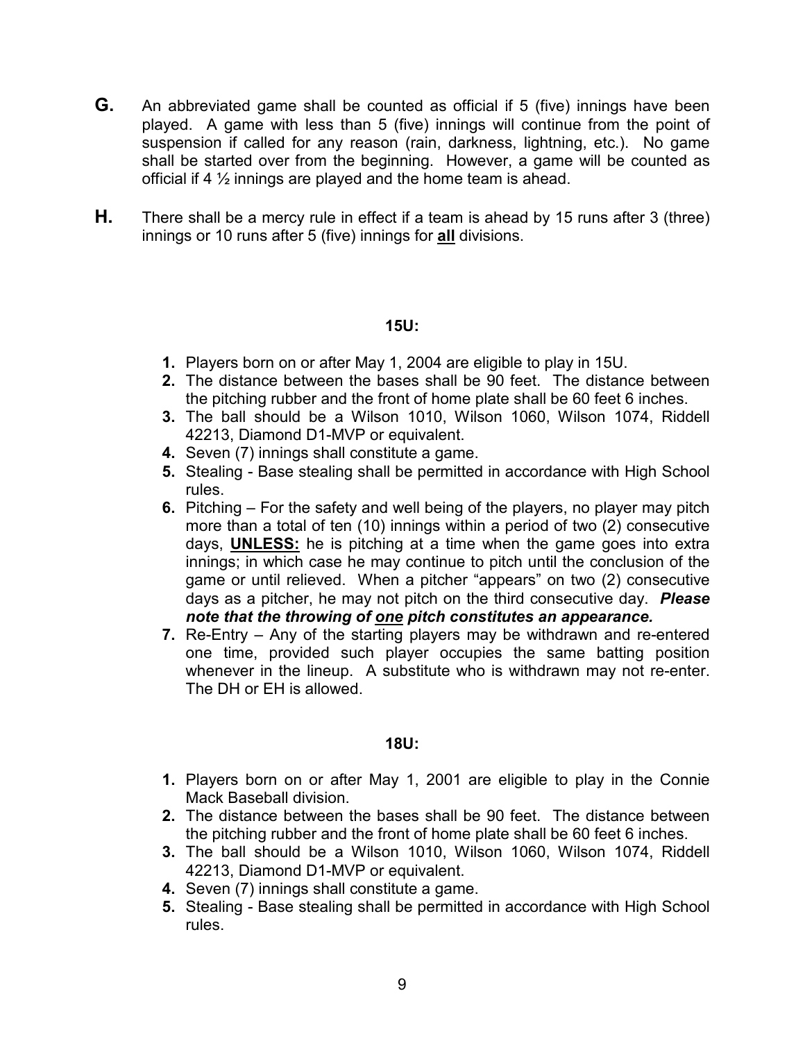**G.** An abbreviated game shall be counted as official if 5 (five) innings have been played. A game with less than 5 (five) innings will continue from the point of suspension if called for any reason (rain, darkness, lightning, etc.). No game shall be started over from the beginning. However, a game will be counted as official if 4 ½ innings are played and the home team is ahead.

**H.** There shall be a mercy rule in effect if a team is ahead by 15 runs after 3 (three) innings or 10 runs after 5 (five) innings for **<u>all</u>** divisions.

### 15U:

1. Players born on or after May 1, 2004 are eligible to play in 15U.
2. The distance between the bases shall be 90 feet. The distance between the pitching rubber and the front of home plate shall be 60 feet 6 inches.
3. The ball should be a Wilson 1010, Wilson 1060, Wilson 1074, Riddell 42213, Diamond D1-MVP or equivalent.
4. Seven (7) innings shall constitute a game.
5. Stealing - Base stealing shall be permitted in accordance with High School rules.
6. Pitching – For the safety and well being of the players, no player may pitch more than a total of ten (10) innings within a period of two (2) consecutive days, **<u>UNLESS:</u>** he is pitching at a time when the game goes into extra innings; in which case he may continue to pitch until the conclusion of the game or until relieved. When a pitcher "appears" on two (2) consecutive days as a pitcher, he may not pitch on the third consecutive day. ***Please note that the throwing of <u>one</u> pitch constitutes an appearance.***
7. Re-Entry – Any of the starting players may be withdrawn and re-entered one time, provided such player occupies the same batting position whenever in the lineup. A substitute who is withdrawn may not re-enter. The DH or EH is allowed.

### 18U:

1. Players born on or after May 1, 2001 are eligible to play in the Connie Mack Baseball division.
2. The distance between the bases shall be 90 feet. The distance between the pitching rubber and the front of home plate shall be 60 feet 6 inches.
3. The ball should be a Wilson 1010, Wilson 1060, Wilson 1074, Riddell 42213, Diamond D1-MVP or equivalent.
4. Seven (7) innings shall constitute a game.
5. Stealing - Base stealing shall be permitted in accordance with High School rules.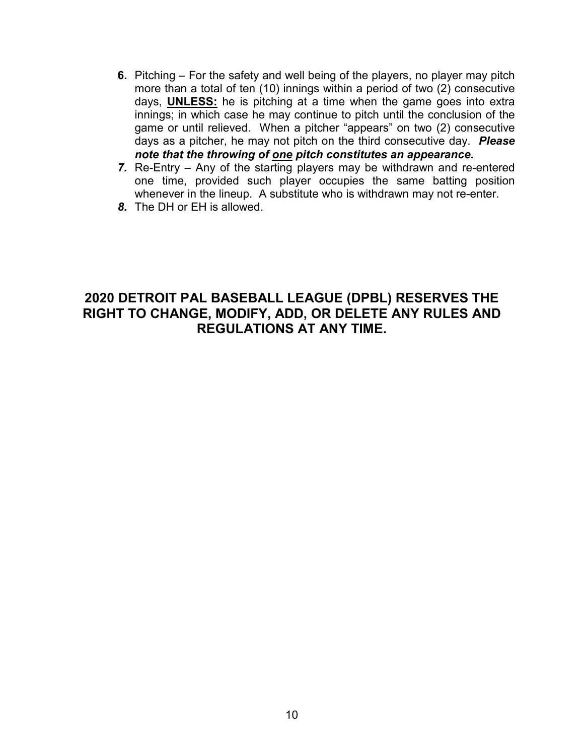6. Pitching – For the safety and well being of the players, no player may pitch more than a total of ten (10) innings within a period of two (2) consecutive days, **UNLESS:** he is pitching at a time when the game goes into extra innings; in which case he may continue to pitch until the conclusion of the game or until relieved. When a pitcher "appears" on two (2) consecutive days as a pitcher, he may not pitch on the third consecutive day. ***Please note that the throwing of one pitch constitutes an appearance.***
7. Re-Entry – Any of the starting players may be withdrawn and re-entered one time, provided such player occupies the same batting position whenever in the lineup. A substitute who is withdrawn may not re-enter.
8. The DH or EH is allowed.

## 2020 DETROIT PAL BASEBALL LEAGUE (DPBL) RESERVES THE RIGHT TO CHANGE, MODIFY, ADD, OR DELETE ANY RULES AND REGULATIONS AT ANY TIME.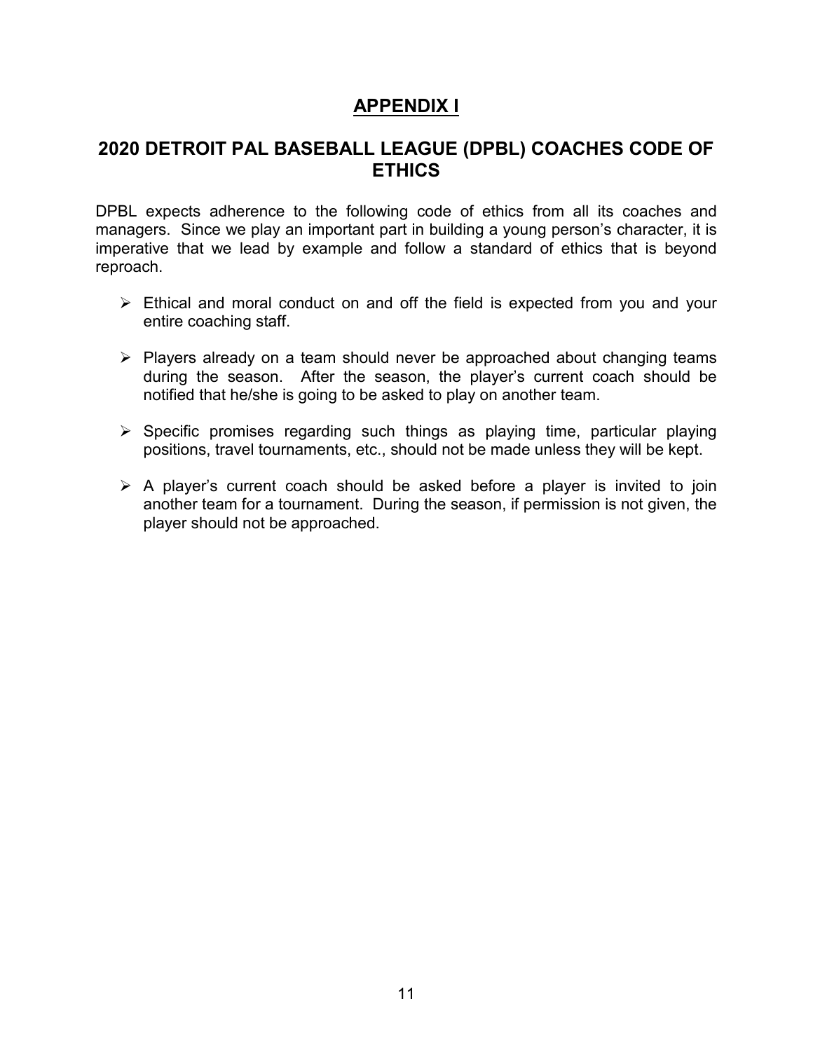# APPENDIX I

## 2020 DETROIT PAL BASEBALL LEAGUE (DPBL) COACHES CODE OF ETHICS

DPBL expects adherence to the following code of ethics from all its coaches and managers. Since we play an important part in building a young person's character, it is imperative that we lead by example and follow a standard of ethics that is beyond reproach.

- Ethical and moral conduct on and off the field is expected from you and your entire coaching staff.
- Players already on a team should never be approached about changing teams during the season. After the season, the player's current coach should be notified that he/she is going to be asked to play on another team.
- Specific promises regarding such things as playing time, particular playing positions, travel tournaments, etc., should not be made unless they will be kept.
- A player's current coach should be asked before a player is invited to join another team for a tournament. During the season, if permission is not given, the player should not be approached.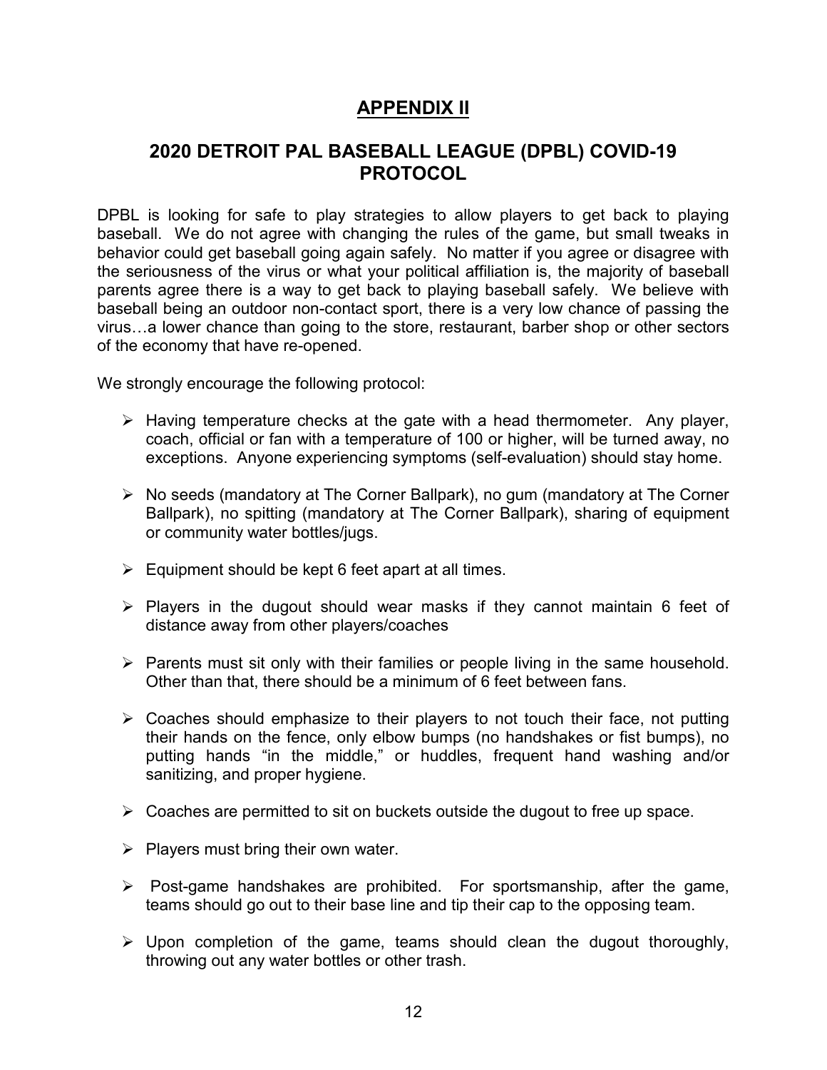# APPENDIX II

## 2020 DETROIT PAL BASEBALL LEAGUE (DPBL) COVID-19 PROTOCOL

DPBL is looking for safe to play strategies to allow players to get back to playing baseball. We do not agree with changing the rules of the game, but small tweaks in behavior could get baseball going again safely. No matter if you agree or disagree with the seriousness of the virus or what your political affiliation is, the majority of baseball parents agree there is a way to get back to playing baseball safely. We believe with baseball being an outdoor non-contact sport, there is a very low chance of passing the virus…a lower chance than going to the store, restaurant, barber shop or other sectors of the economy that have re-opened.

We strongly encourage the following protocol:

- Having temperature checks at the gate with a head thermometer. Any player, coach, official or fan with a temperature of 100 or higher, will be turned away, no exceptions. Anyone experiencing symptoms (self-evaluation) should stay home.
- No seeds (mandatory at The Corner Ballpark), no gum (mandatory at The Corner Ballpark), no spitting (mandatory at The Corner Ballpark), sharing of equipment or community water bottles/jugs.
- Equipment should be kept 6 feet apart at all times.
- Players in the dugout should wear masks if they cannot maintain 6 feet of distance away from other players/coaches
- Parents must sit only with their families or people living in the same household. Other than that, there should be a minimum of 6 feet between fans.
- Coaches should emphasize to their players to not touch their face, not putting their hands on the fence, only elbow bumps (no handshakes or fist bumps), no putting hands "in the middle," or huddles, frequent hand washing and/or sanitizing, and proper hygiene.
- Coaches are permitted to sit on buckets outside the dugout to free up space.
- Players must bring their own water.
- Post-game handshakes are prohibited. For sportsmanship, after the game, teams should go out to their base line and tip their cap to the opposing team.
- Upon completion of the game, teams should clean the dugout thoroughly, throwing out any water bottles or other trash.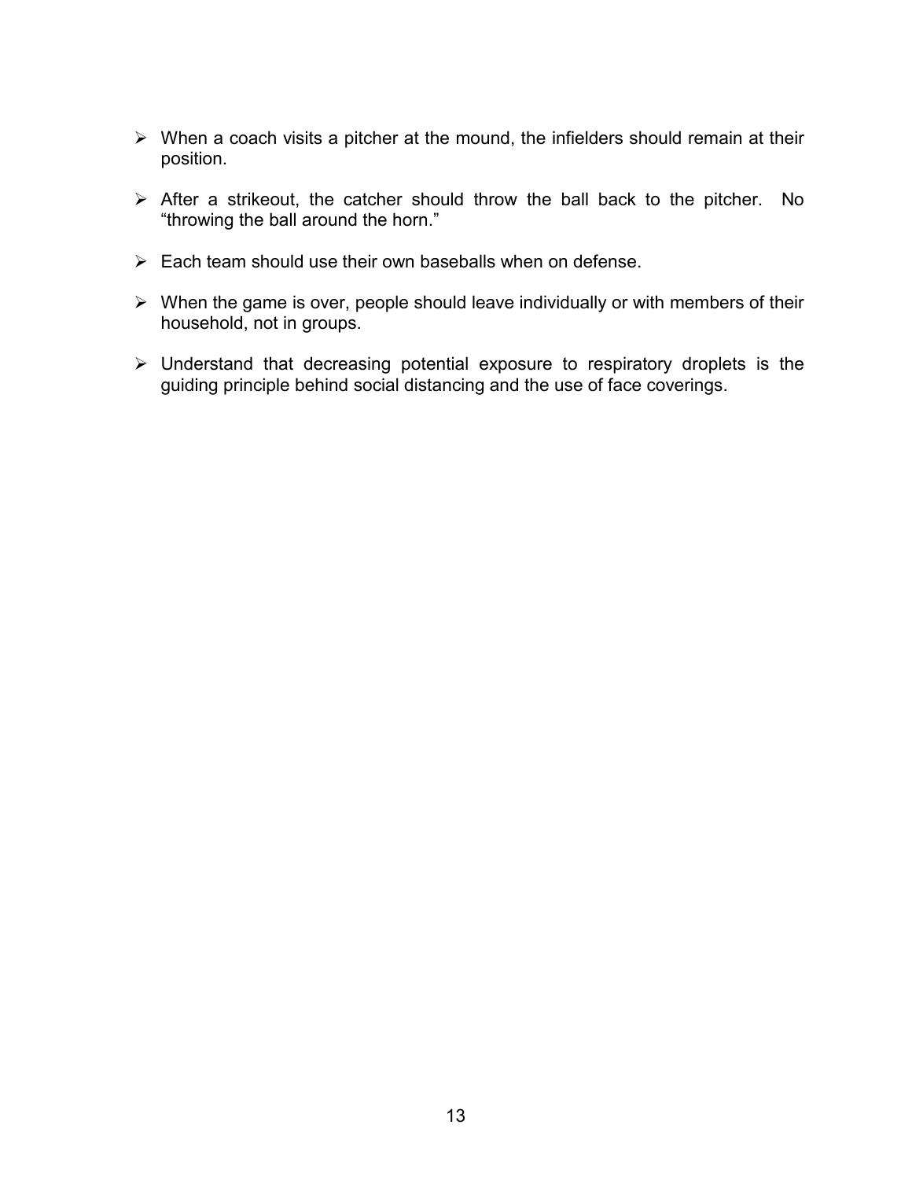- When a coach visits a pitcher at the mound, the infielders should remain at their position.

- After a strikeout, the catcher should throw the ball back to the pitcher. No "throwing the ball around the horn."

- Each team should use their own baseballs when on defense.

- When the game is over, people should leave individually or with members of their household, not in groups.

- Understand that decreasing potential exposure to respiratory droplets is the guiding principle behind social distancing and the use of face coverings.